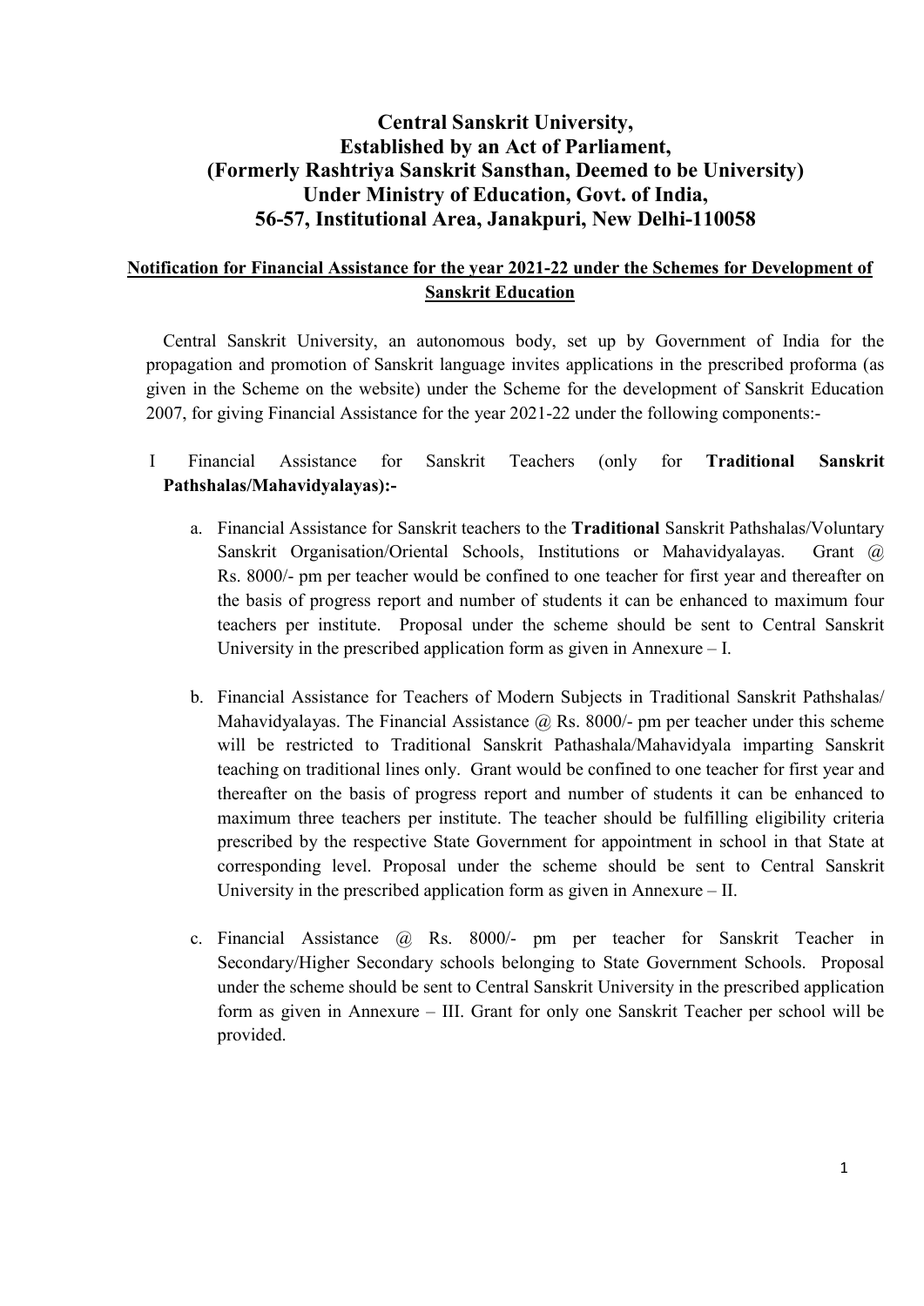# Central Sanskrit University,
# Established by an Act of Parliament,
# (Formerly Rashtriya Sanskrit Sansthan, Deemed to be University)
# Under Ministry of Education, Govt. of India,
# 56-57, Institutional Area, Janakpuri, New Delhi-110058

## Notification for Financial Assistance for the year 2021-22 under the Schemes for Development of Sanskrit Education

Central Sanskrit University, an autonomous body, set up by Government of India for the propagation and promotion of Sanskrit language invites applications in the prescribed proforma (as given in the Scheme on the website) under the Scheme for the development of Sanskrit Education 2007, for giving Financial Assistance for the year 2021-22 under the following components:-

I Financial Assistance for Sanskrit Teachers (only for **Traditional Sanskrit Pathshalas/Mahavidyalayas):-**

a. Financial Assistance for Sanskrit teachers to the **Traditional** Sanskrit Pathshalas/Voluntary Sanskrit Organisation/Oriental Schools, Institutions or Mahavidyalayas. Grant @ Rs. 8000/- pm per teacher would be confined to one teacher for first year and thereafter on the basis of progress report and number of students it can be enhanced to maximum four teachers per institute. Proposal under the scheme should be sent to Central Sanskrit University in the prescribed application form as given in Annexure – I.

b. Financial Assistance for Teachers of Modern Subjects in Traditional Sanskrit Pathshalas/ Mahavidyalayas. The Financial Assistance @ Rs. 8000/- pm per teacher under this scheme will be restricted to Traditional Sanskrit Pathashala/Mahavidyala imparting Sanskrit teaching on traditional lines only. Grant would be confined to one teacher for first year and thereafter on the basis of progress report and number of students it can be enhanced to maximum three teachers per institute. The teacher should be fulfilling eligibility criteria prescribed by the respective State Government for appointment in school in that State at corresponding level. Proposal under the scheme should be sent to Central Sanskrit University in the prescribed application form as given in Annexure – II.

c. Financial Assistance @ Rs. 8000/- pm per teacher for Sanskrit Teacher in Secondary/Higher Secondary schools belonging to State Government Schools. Proposal under the scheme should be sent to Central Sanskrit University in the prescribed application form as given in Annexure – III. Grant for only one Sanskrit Teacher per school will be provided.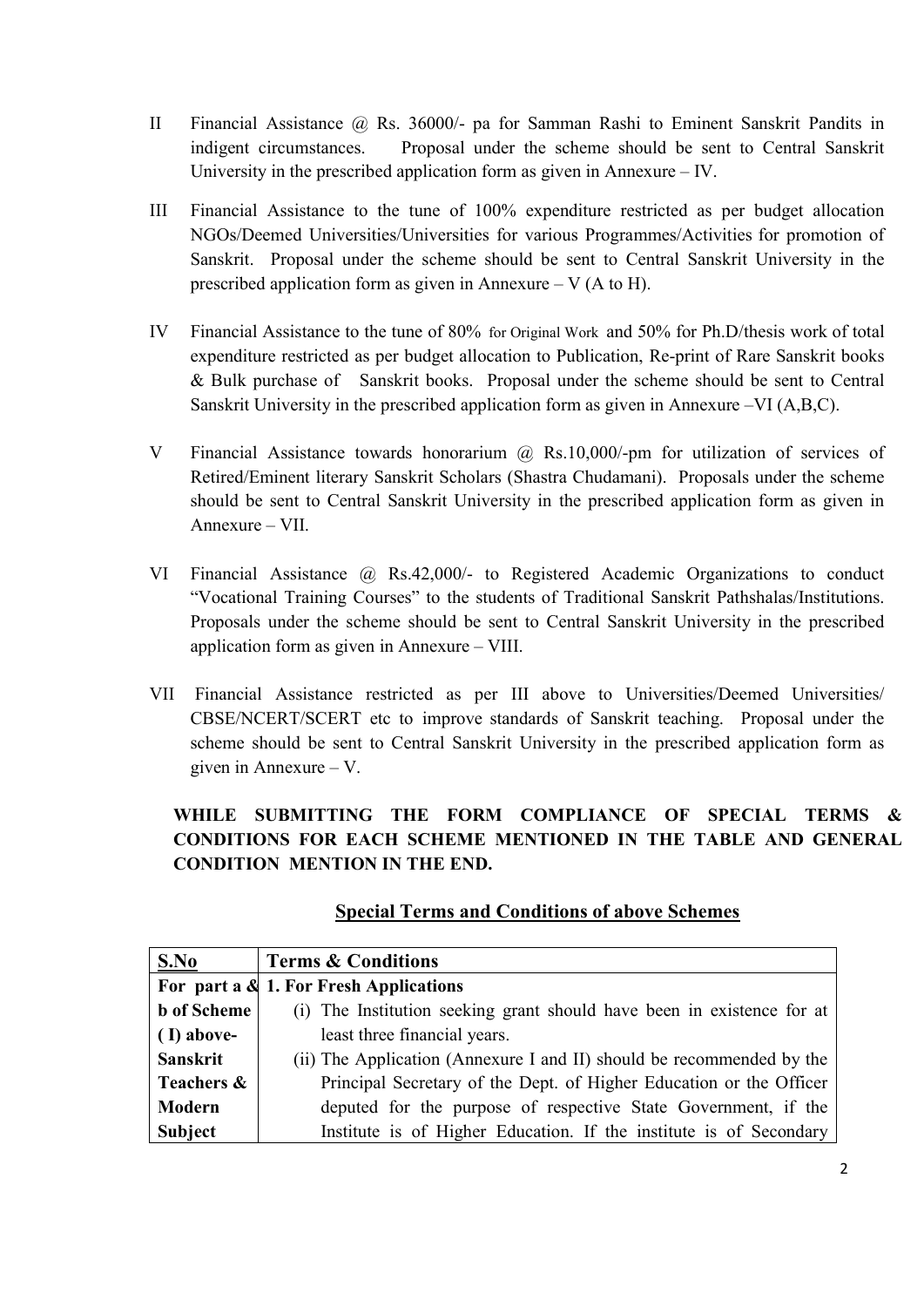II Financial Assistance @ Rs. 36000/- pa for Samman Rashi to Eminent Sanskrit Pandits in indigent circumstances. Proposal under the scheme should be sent to Central Sanskrit University in the prescribed application form as given in Annexure – IV.

III Financial Assistance to the tune of 100% expenditure restricted as per budget allocation NGOs/Deemed Universities/Universities for various Programmes/Activities for promotion of Sanskrit. Proposal under the scheme should be sent to Central Sanskrit University in the prescribed application form as given in Annexure – V (A to H).

IV Financial Assistance to the tune of 80% for Original Work and 50% for Ph.D/thesis work of total expenditure restricted as per budget allocation to Publication, Re-print of Rare Sanskrit books & Bulk purchase of Sanskrit books. Proposal under the scheme should be sent to Central Sanskrit University in the prescribed application form as given in Annexure –VI (A,B,C).

V Financial Assistance towards honorarium @ Rs.10,000/-pm for utilization of services of Retired/Eminent literary Sanskrit Scholars (Shastra Chudamani). Proposals under the scheme should be sent to Central Sanskrit University in the prescribed application form as given in Annexure – VII.

VI Financial Assistance @ Rs.42,000/- to Registered Academic Organizations to conduct "Vocational Training Courses" to the students of Traditional Sanskrit Pathshalas/Institutions. Proposals under the scheme should be sent to Central Sanskrit University in the prescribed application form as given in Annexure – VIII.

VII Financial Assistance restricted as per III above to Universities/Deemed Universities/ CBSE/NCERT/SCERT etc to improve standards of Sanskrit teaching. Proposal under the scheme should be sent to Central Sanskrit University in the prescribed application form as given in Annexure – V.

**WHILE SUBMITTING THE FORM COMPLIANCE OF SPECIAL TERMS & CONDITIONS FOR EACH SCHEME MENTIONED IN THE TABLE AND GENERAL CONDITION MENTION IN THE END.**

## Special Terms and Conditions of above Schemes

| S.No | Terms & Conditions |
|---|---|
| **For part a & b of Scheme ( I) above- Sanskrit Teachers & Modern Subject** | **1. For Fresh Applications**<br>(i) The Institution seeking grant should have been in existence for at least three financial years.<br>(ii) The Application (Annexure I and II) should be recommended by the Principal Secretary of the Dept. of Higher Education or the Officer deputed for the purpose of respective State Government, if the Institute is of Higher Education. If the institute is of Secondary |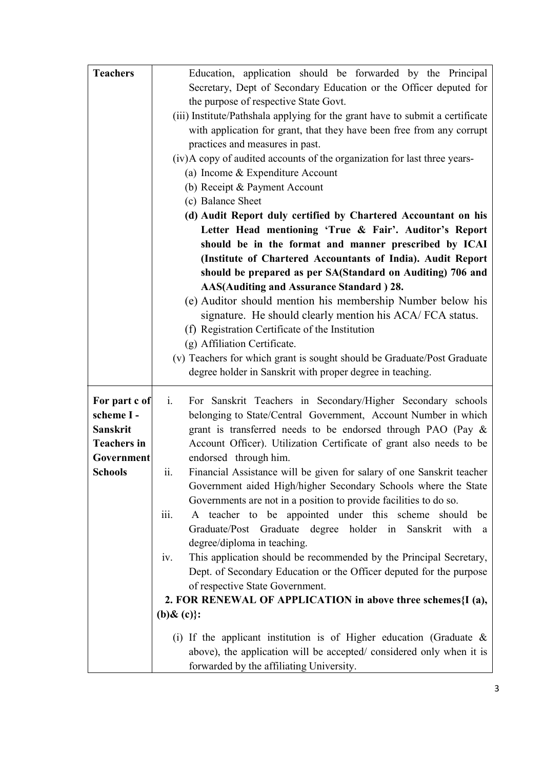| | |
|---|---|
| **Teachers** | Education, application should be forwarded by the Principal Secretary, Dept of Secondary Education or the Officer deputed for the purpose of respective State Govt.<br>(iii) Institute/Pathshala applying for the grant have to submit a certificate with application for grant, that they have been free from any corrupt practices and measures in past.<br>(iv)A copy of audited accounts of the organization for last three years-<br>(a) Income & Expenditure Account<br>(b) Receipt & Payment Account<br>(c) Balance Sheet<br>**(d) Audit Report duly certified by Chartered Accountant on his Letter Head mentioning 'True & Fair'. Auditor's Report should be in the format and manner prescribed by ICAI (Institute of Chartered Accountants of India). Audit Report should be prepared as per SA(Standard on Auditing) 706 and AAS(Auditing and Assurance Standard ) 28.**<br>(e) Auditor should mention his membership Number below his signature. He should clearly mention his ACA/ FCA status.<br>(f) Registration Certificate of the Institution<br>(g) Affiliation Certificate.<br>(v) Teachers for which grant is sought should be Graduate/Post Graduate degree holder in Sanskrit with proper degree in teaching. |
| **For part c of scheme I - Sanskrit Teachers in Government Schools** | i. For Sanskrit Teachers in Secondary/Higher Secondary schools belonging to State/Central Government, Account Number in which grant is transferred needs to be endorsed through PAO (Pay & Account Officer). Utilization Certificate of grant also needs to be endorsed through him.<br>ii. Financial Assistance will be given for salary of one Sanskrit teacher Government aided High/higher Secondary Schools where the State Governments are not in a position to provide facilities to do so.<br>iii. A teacher to be appointed under this scheme should be Graduate/Post Graduate degree holder in Sanskrit with a degree/diploma in teaching.<br>iv. This application should be recommended by the Principal Secretary, Dept. of Secondary Education or the Officer deputed for the purpose of respective State Government.<br>**2. FOR RENEWAL OF APPLICATION in above three schemes{I (a), (b)& (c)}:**<br>(i) If the applicant institution is of Higher education (Graduate & above), the application will be accepted/ considered only when it is forwarded by the affiliating University. |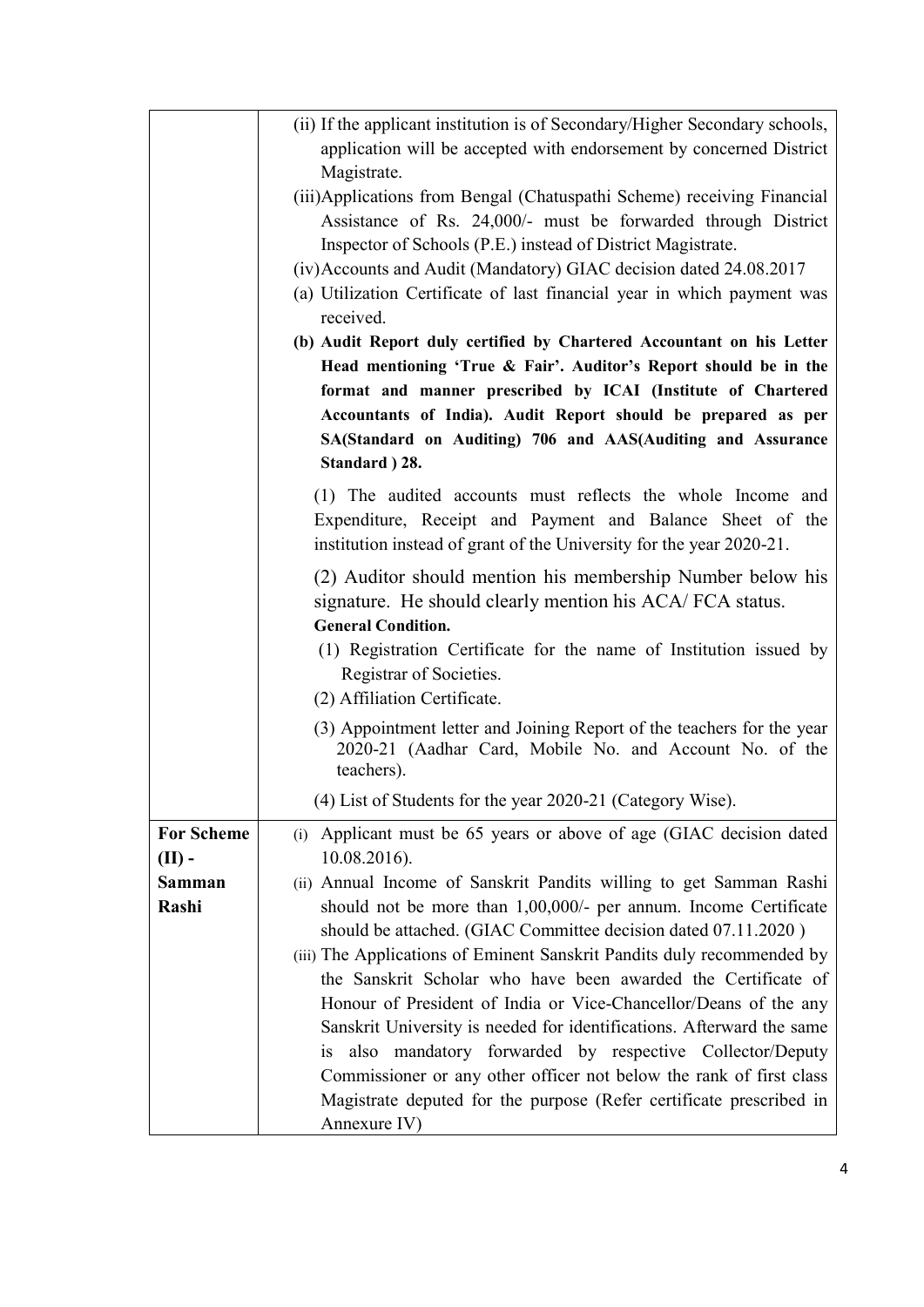| | |
|---|---|
| | (ii) If the applicant institution is of Secondary/Higher Secondary schools, application will be accepted with endorsement by concerned District Magistrate.<br>(iii)Applications from Bengal (Chatuspathi Scheme) receiving Financial Assistance of Rs. 24,000/- must be forwarded through District Inspector of Schools (P.E.) instead of District Magistrate.<br>(iv)Accounts and Audit (Mandatory) GIAC decision dated 24.08.2017<br>(a) Utilization Certificate of last financial year in which payment was received.<br>**(b) Audit Report duly certified by Chartered Accountant on his Letter Head mentioning 'True & Fair'. Auditor's Report should be in the format and manner prescribed by ICAI (Institute of Chartered Accountants of India). Audit Report should be prepared as per SA(Standard on Auditing) 706 and AAS(Auditing and Assurance Standard ) 28.**<br>(1) The audited accounts must reflects the whole Income and Expenditure, Receipt and Payment and Balance Sheet of the institution instead of grant of the University for the year 2020-21.<br>(2) Auditor should mention his membership Number below his signature. He should clearly mention his ACA/ FCA status.<br>**General Condition.**<br>(1) Registration Certificate for the name of Institution issued by Registrar of Societies.<br>(2) Affiliation Certificate.<br>(3) Appointment letter and Joining Report of the teachers for the year 2020-21 (Aadhar Card, Mobile No. and Account No. of the teachers).<br>(4) List of Students for the year 2020-21 (Category Wise). |
| **For Scheme (II) - Samman Rashi** | (i) Applicant must be 65 years or above of age (GIAC decision dated 10.08.2016).<br>(ii) Annual Income of Sanskrit Pandits willing to get Samman Rashi should not be more than 1,00,000/- per annum. Income Certificate should be attached. (GIAC Committee decision dated 07.11.2020 )<br>(iii) The Applications of Eminent Sanskrit Pandits duly recommended by the Sanskrit Scholar who have been awarded the Certificate of Honour of President of India or Vice-Chancellor/Deans of the any Sanskrit University is needed for identifications. Afterward the same is also mandatory forwarded by respective Collector/Deputy Commissioner or any other officer not below the rank of first class Magistrate deputed for the purpose (Refer certificate prescribed in Annexure IV) |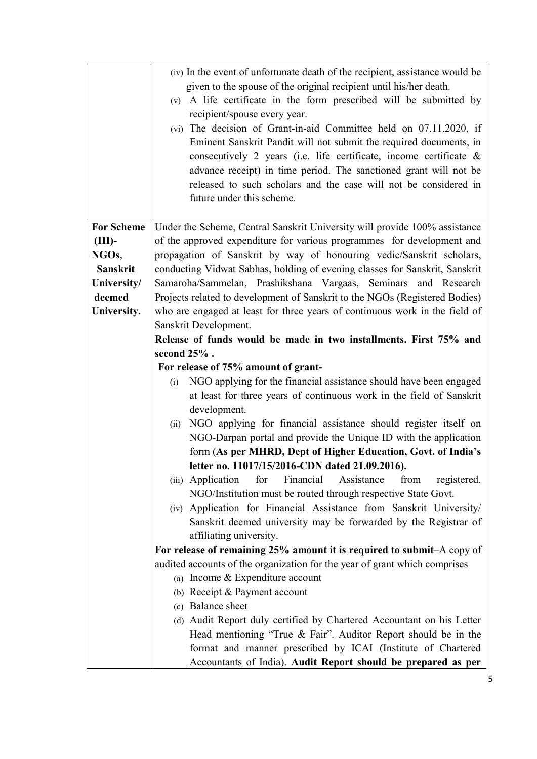| | |
|---|---|
| | (iv) In the event of unfortunate death of the recipient, assistance would be given to the spouse of the original recipient until his/her death.<br>(v) A life certificate in the form prescribed will be submitted by recipient/spouse every year.<br>(vi) The decision of Grant-in-aid Committee held on 07.11.2020, if Eminent Sanskrit Pandit will not submit the required documents, in consecutively 2 years (i.e. life certificate, income certificate & advance receipt) in time period. The sanctioned grant will not be released to such scholars and the case will not be considered in future under this scheme. |
| **For Scheme (III)- NGOs, Sanskrit University/ deemed University.** | Under the Scheme, Central Sanskrit University will provide 100% assistance of the approved expenditure for various programmes for development and propagation of Sanskrit by way of honouring vedic/Sanskrit scholars, conducting Vidwat Sabhas, holding of evening classes for Sanskrit, Sanskrit Samaroha/Sammelan, Prashikshana Vargaas, Seminars and Research Projects related to development of Sanskrit to the NGOs (Registered Bodies) who are engaged at least for three years of continuous work in the field of Sanskrit Development.<br>**Release of funds would be made in two installments. First 75% and second 25% .**<br>**For release of 75% amount of grant-**<br>(i) NGO applying for the financial assistance should have been engaged at least for three years of continuous work in the field of Sanskrit development.<br>(ii) NGO applying for financial assistance should register itself on NGO-Darpan portal and provide the Unique ID with the application form (**As per MHRD, Dept of Higher Education, Govt. of India's letter no. 11017/15/2016-CDN dated 21.09.2016).**<br>(iii) Application for Financial Assistance from registered. NGO/Institution must be routed through respective State Govt.<br>(iv) Application for Financial Assistance from Sanskrit University/ Sanskrit deemed university may be forwarded by the Registrar of affiliating university.<br>**For release of remaining 25% amount it is required to submit**–A copy of audited accounts of the organization for the year of grant which comprises<br>(a) Income & Expenditure account<br>(b) Receipt & Payment account<br>(c) Balance sheet<br>(d) Audit Report duly certified by Chartered Accountant on his Letter Head mentioning "True & Fair". Auditor Report should be in the format and manner prescribed by ICAI (Institute of Chartered Accountants of India). **Audit Report should be prepared as per** |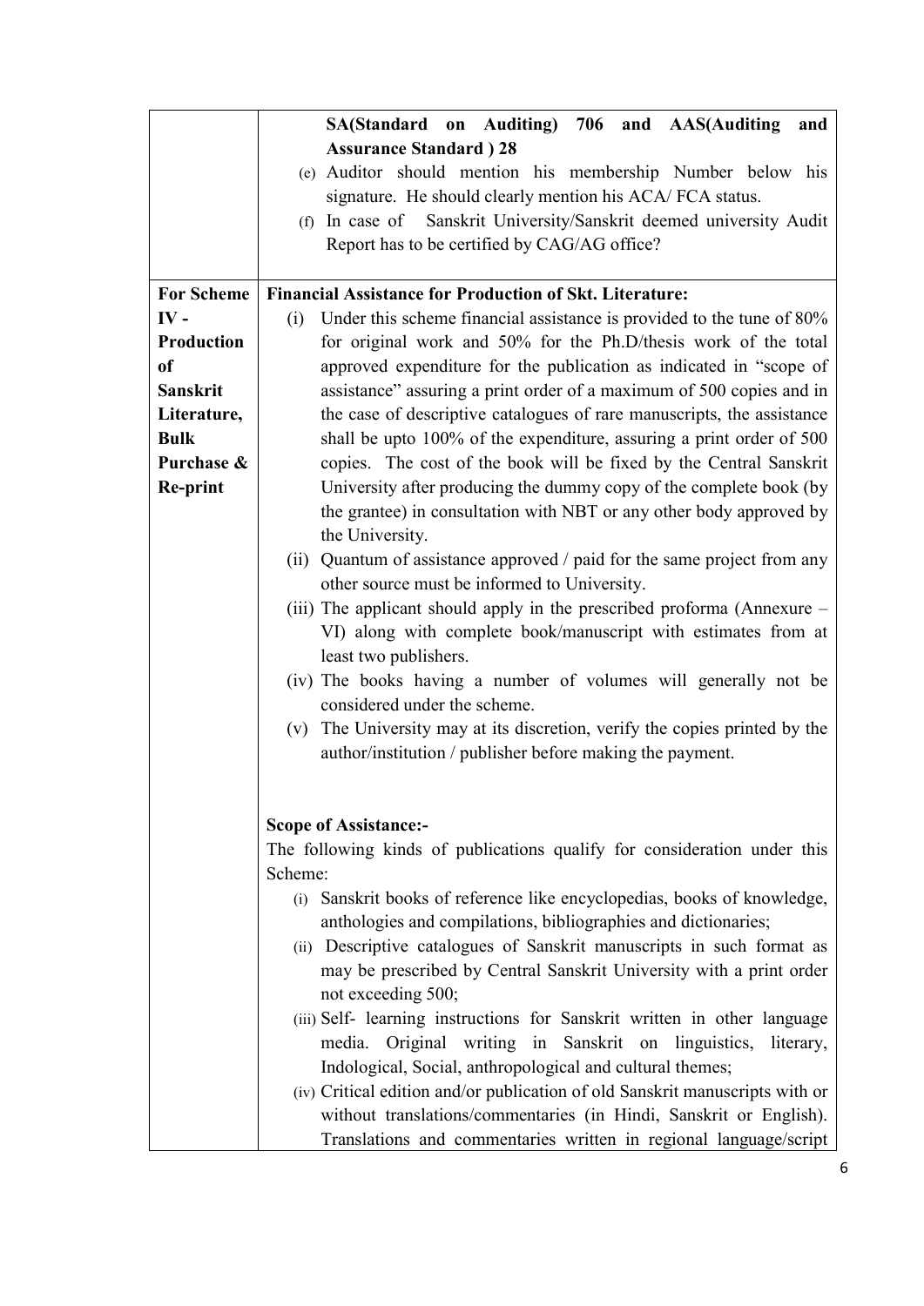| | |
|---|---|
| | **SA(Standard on Auditing) 706 and AAS(Auditing and Assurance Standard ) 28**<br>(e) Auditor should mention his membership Number below his signature. He should clearly mention his ACA/ FCA status.<br>(f) In case of Sanskrit University/Sanskrit deemed university Audit Report has to be certified by CAG/AG office? |
| **For Scheme IV - Production of Sanskrit Literature, Bulk Purchase & Re-print** | **Financial Assistance for Production of Skt. Literature:**<br>(i) Under this scheme financial assistance is provided to the tune of 80% for original work and 50% for the Ph.D/thesis work of the total approved expenditure for the publication as indicated in "scope of assistance" assuring a print order of a maximum of 500 copies and in the case of descriptive catalogues of rare manuscripts, the assistance shall be upto 100% of the expenditure, assuring a print order of 500 copies. The cost of the book will be fixed by the Central Sanskrit University after producing the dummy copy of the complete book (by the grantee) in consultation with NBT or any other body approved by the University.<br>(ii) Quantum of assistance approved / paid for the same project from any other source must be informed to University.<br>(iii) The applicant should apply in the prescribed proforma (Annexure – VI) along with complete book/manuscript with estimates from at least two publishers.<br>(iv) The books having a number of volumes will generally not be considered under the scheme.<br>(v) The University may at its discretion, verify the copies printed by the author/institution / publisher before making the payment.<br><br>**Scope of Assistance:-**<br>The following kinds of publications qualify for consideration under this Scheme:<br>(i) Sanskrit books of reference like encyclopedias, books of knowledge, anthologies and compilations, bibliographies and dictionaries;<br>(ii) Descriptive catalogues of Sanskrit manuscripts in such format as may be prescribed by Central Sanskrit University with a print order not exceeding 500;<br>(iii) Self- learning instructions for Sanskrit written in other language media. Original writing in Sanskrit on linguistics, literary, Indological, Social, anthropological and cultural themes;<br>(iv) Critical edition and/or publication of old Sanskrit manuscripts with or without translations/commentaries (in Hindi, Sanskrit or English). Translations and commentaries written in regional language/script |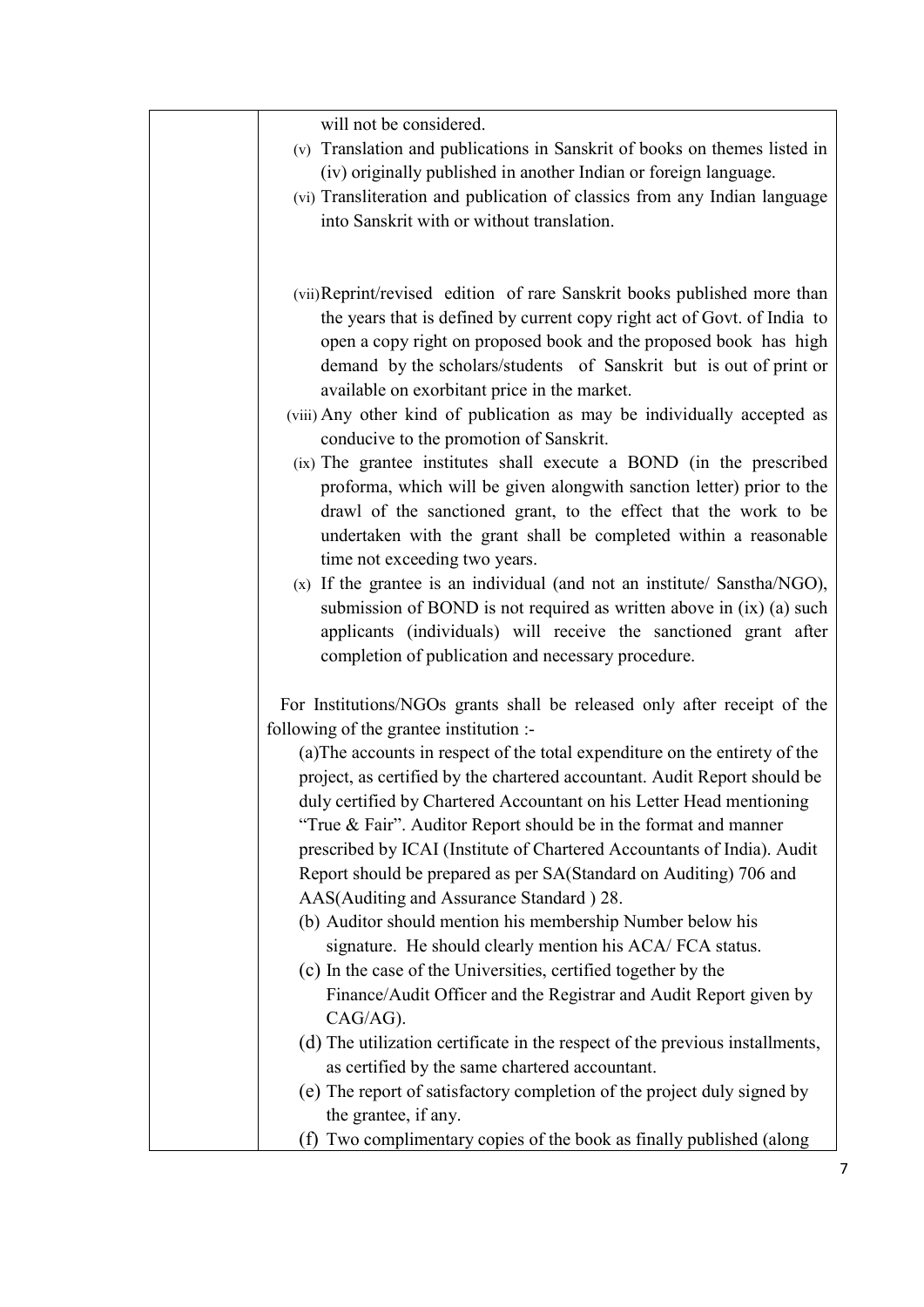| | will not be considered.<br>(v) Translation and publications in Sanskrit of books on themes listed in (iv) originally published in another Indian or foreign language.<br>(vi) Transliteration and publication of classics from any Indian language into Sanskrit with or without translation.<br><br>(vii) Reprint/revised edition of rare Sanskrit books published more than the years that is defined by current copy right act of Govt. of India to open a copy right on proposed book and the proposed book has high demand by the scholars/students of Sanskrit but is out of print or available on exorbitant price in the market.<br>(viii) Any other kind of publication as may be individually accepted as conducive to the promotion of Sanskrit.<br>(ix) The grantee institutes shall execute a BOND (in the prescribed proforma, which will be given alongwith sanction letter) prior to the drawl of the sanctioned grant, to the effect that the work to be undertaken with the grant shall be completed within a reasonable time not exceeding two years.<br>(x) If the grantee is an individual (and not an institute/ Sanstha/NGO), submission of BOND is not required as written above in (ix) (a) such applicants (individuals) will receive the sanctioned grant after completion of publication and necessary procedure.<br><br>For Institutions/NGOs grants shall be released only after receipt of the following of the grantee institution :-<br>(a)The accounts in respect of the total expenditure on the entirety of the project, as certified by the chartered accountant. Audit Report should be duly certified by Chartered Accountant on his Letter Head mentioning "True & Fair". Auditor Report should be in the format and manner prescribed by ICAI (Institute of Chartered Accountants of India). Audit Report should be prepared as per SA(Standard on Auditing) 706 and AAS(Auditing and Assurance Standard ) 28.<br>(b) Auditor should mention his membership Number below his signature. He should clearly mention his ACA/ FCA status.<br>(c) In the case of the Universities, certified together by the Finance/Audit Officer and the Registrar and Audit Report given by CAG/AG).<br>(d) The utilization certificate in the respect of the previous installments, as certified by the same chartered accountant.<br>(e) The report of satisfactory completion of the project duly signed by the grantee, if any.<br>(f) Two complimentary copies of the book as finally published (along |
|---|---|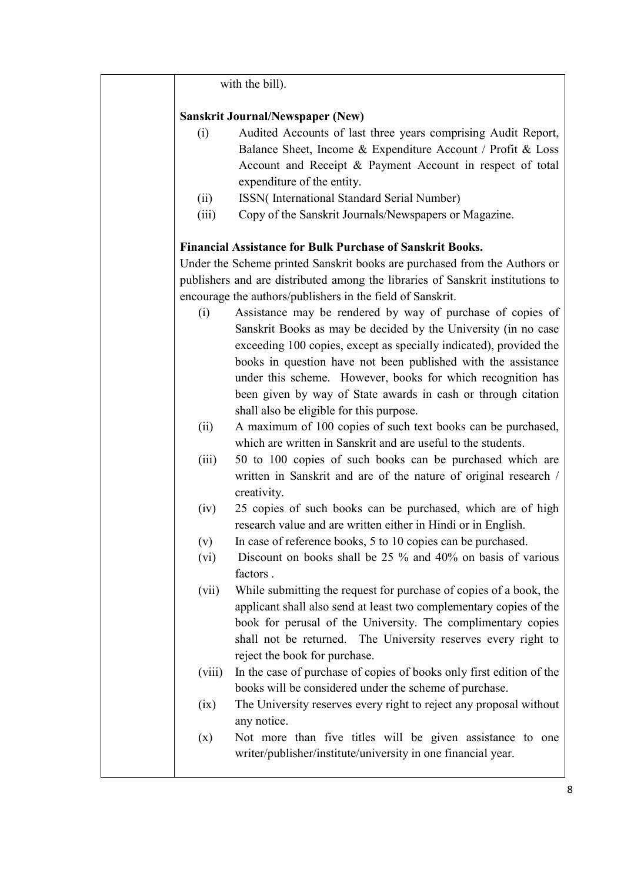with the bill).

**Sanskrit Journal/Newspaper (New)**

(i) Audited Accounts of last three years comprising Audit Report, Balance Sheet, Income & Expenditure Account / Profit & Loss Account and Receipt & Payment Account in respect of total expenditure of the entity.

(ii) ISSN( International Standard Serial Number)

(iii) Copy of the Sanskrit Journals/Newspapers or Magazine.

**Financial Assistance for Bulk Purchase of Sanskrit Books.**

Under the Scheme printed Sanskrit books are purchased from the Authors or publishers and are distributed among the libraries of Sanskrit institutions to encourage the authors/publishers in the field of Sanskrit.

(i) Assistance may be rendered by way of purchase of copies of Sanskrit Books as may be decided by the University (in no case exceeding 100 copies, except as specially indicated), provided the books in question have not been published with the assistance under this scheme. However, books for which recognition has been given by way of State awards in cash or through citation shall also be eligible for this purpose.

(ii) A maximum of 100 copies of such text books can be purchased, which are written in Sanskrit and are useful to the students.

(iii) 50 to 100 copies of such books can be purchased which are written in Sanskrit and are of the nature of original research / creativity.

(iv) 25 copies of such books can be purchased, which are of high research value and are written either in Hindi or in English.

(v) In case of reference books, 5 to 10 copies can be purchased.

(vi) Discount on books shall be 25 % and 40% on basis of various factors .

(vii) While submitting the request for purchase of copies of a book, the applicant shall also send at least two complementary copies of the book for perusal of the University. The complimentary copies shall not be returned. The University reserves every right to reject the book for purchase.

(viii) In the case of purchase of copies of books only first edition of the books will be considered under the scheme of purchase.

(ix) The University reserves every right to reject any proposal without any notice.

(x) Not more than five titles will be given assistance to one writer/publisher/institute/university in one financial year.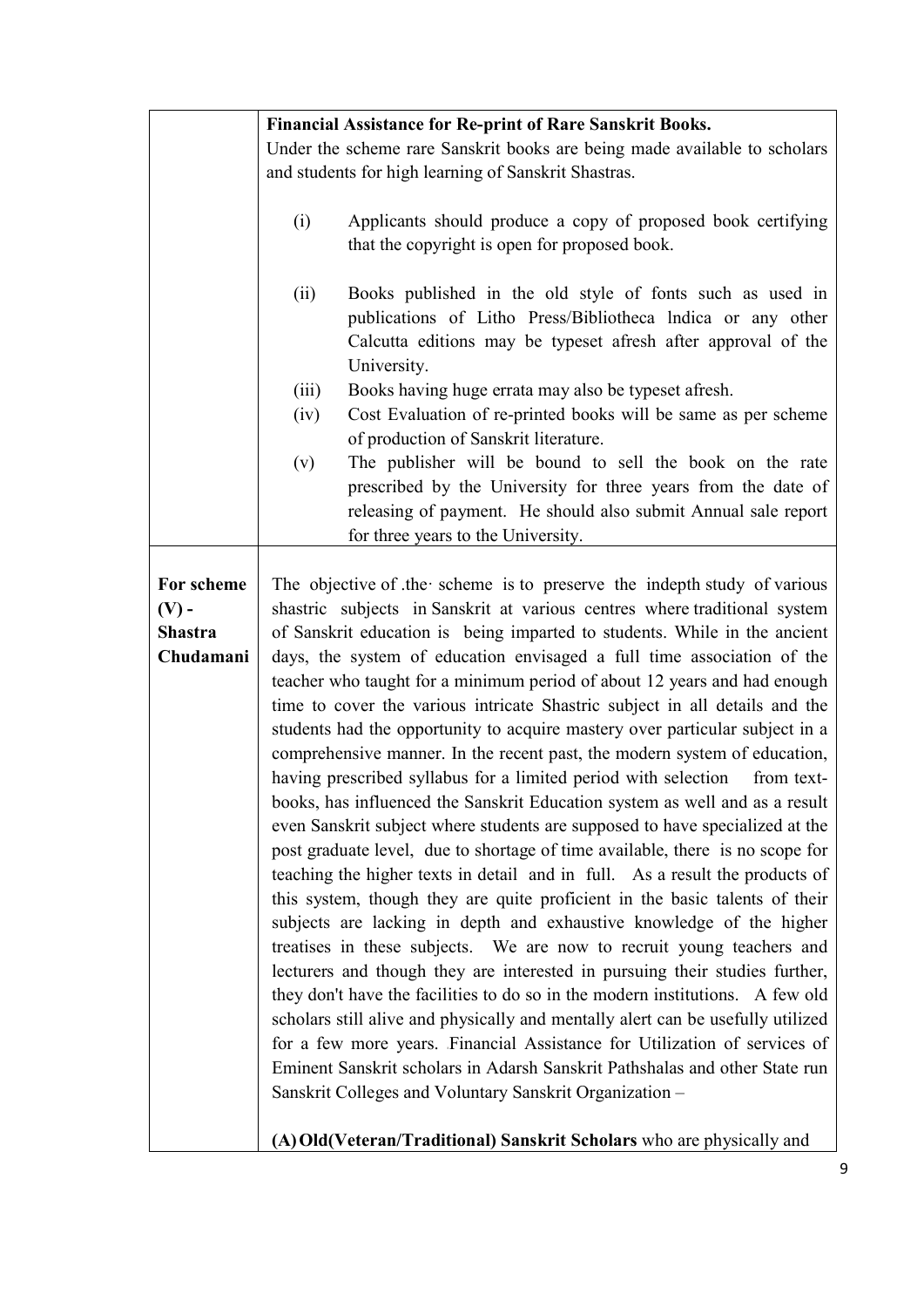| | |
|---|---|
| | **Financial Assistance for Re-print of Rare Sanskrit Books.**<br>Under the scheme rare Sanskrit books are being made available to scholars and students for high learning of Sanskrit Shastras.<br><br>(i) Applicants should produce a copy of proposed book certifying that the copyright is open for proposed book.<br><br>(ii) Books published in the old style of fonts such as used in publications of Litho Press/Bibliotheca lndica or any other Calcutta editions may be typeset afresh after approval of the University.<br>(iii) Books having huge errata may also be typeset afresh.<br>(iv) Cost Evaluation of re-printed books will be same as per scheme of production of Sanskrit literature.<br>(v) The publisher will be bound to sell the book on the rate prescribed by the University for three years from the date of releasing of payment. He should also submit Annual sale report for three years to the University. |
| **For scheme (V) - Shastra Chudamani** | The objective of .the· scheme is to preserve the indepth study of various shastric subjects in Sanskrit at various centres where traditional system of Sanskrit education is being imparted to students. While in the ancient days, the system of education envisaged a full time association of the teacher who taught for a minimum period of about 12 years and had enough time to cover the various intricate Shastric subject in all details and the students had the opportunity to acquire mastery over particular subject in a comprehensive manner. In the recent past, the modern system of education, having prescribed syllabus for a limited period with selection from text-books, has influenced the Sanskrit Education system as well and as a result even Sanskrit subject where students are supposed to have specialized at the post graduate level, due to shortage of time available, there is no scope for teaching the higher texts in detail and in full. As a result the products of this system, though they are quite proficient in the basic talents of their subjects are lacking in depth and exhaustive knowledge of the higher treatises in these subjects. We are now to recruit young teachers and lecturers and though they are interested in pursuing their studies further, they don't have the facilities to do so in the modern institutions. A few old scholars still alive and physically and mentally alert can be usefully utilized for a few more years. Financial Assistance for Utilization of services of Eminent Sanskrit scholars in Adarsh Sanskrit Pathshalas and other State run Sanskrit Colleges and Voluntary Sanskrit Organization –<br><br>**(A) Old(Veteran/Traditional) Sanskrit Scholars** who are physically and |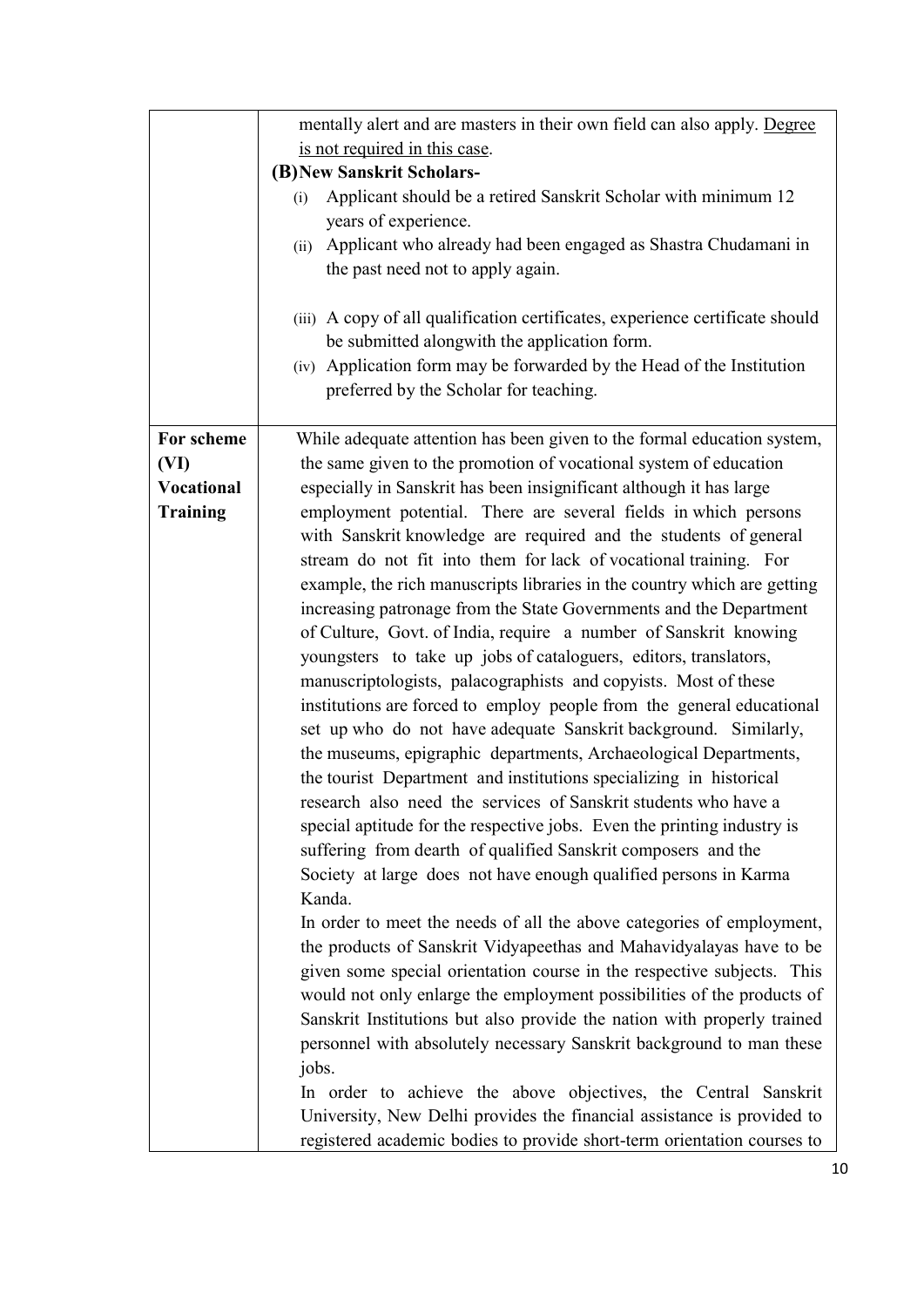| | |
|---|---|
| | mentally alert and are masters in their own field can also apply. Degree is not required in this case.<br>**(B) New Sanskrit Scholars-**<br>(i) Applicant should be a retired Sanskrit Scholar with minimum 12 years of experience.<br>(ii) Applicant who already had been engaged as Shastra Chudamani in the past need not to apply again.<br>(iii) A copy of all qualification certificates, experience certificate should be submitted alongwith the application form.<br>(iv) Application form may be forwarded by the Head of the Institution preferred by the Scholar for teaching. |
| **For scheme (VI) Vocational Training** | While adequate attention has been given to the formal education system, the same given to the promotion of vocational system of education especially in Sanskrit has been insignificant although it has large employment potential. There are several fields in which persons with Sanskrit knowledge are required and the students of general stream do not fit into them for lack of vocational training. For example, the rich manuscripts libraries in the country which are getting increasing patronage from the State Governments and the Department of Culture, Govt. of India, require a number of Sanskrit knowing youngsters to take up jobs of cataloguers, editors, translators, manuscriptologists, palaeographists and copyists. Most of these institutions are forced to employ people from the general educational set up who do not have adequate Sanskrit background. Similarly, the museums, epigraphic departments, Archaeological Departments, the tourist Department and institutions specializing in historical research also need the services of Sanskrit students who have a special aptitude for the respective jobs. Even the printing industry is suffering from dearth of qualified Sanskrit composers and the Society at large does not have enough qualified persons in Karma Kanda.<br>In order to meet the needs of all the above categories of employment, the products of Sanskrit Vidyapeethas and Mahavidyalayas have to be given some special orientation course in the respective subjects. This would not only enlarge the employment possibilities of the products of Sanskrit Institutions but also provide the nation with properly trained personnel with absolutely necessary Sanskrit background to man these jobs.<br>In order to achieve the above objectives, the Central Sanskrit University, New Delhi provides the financial assistance is provided to registered academic bodies to provide short-term orientation courses to |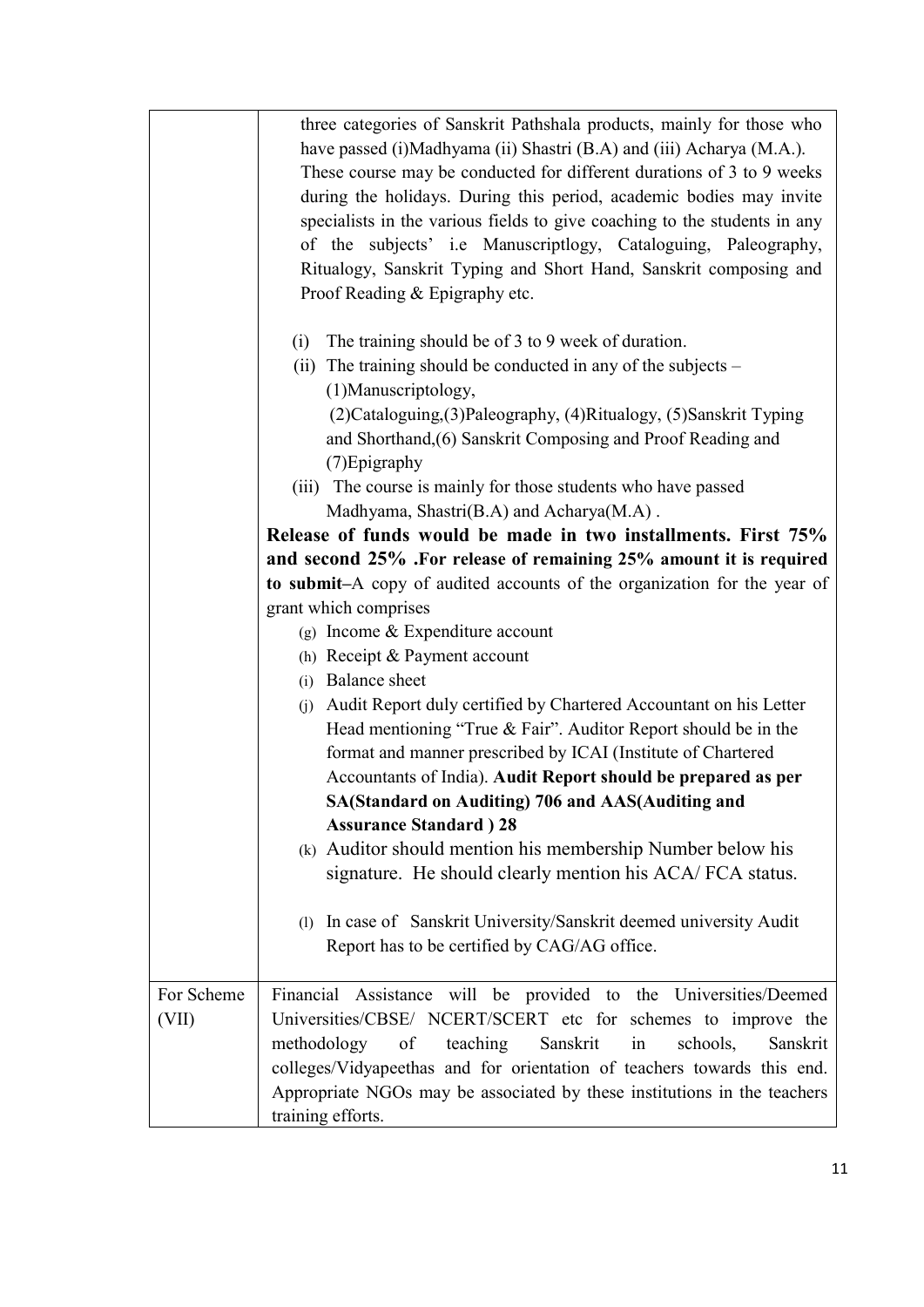| | |
|---|---|
| | three categories of Sanskrit Pathshala products, mainly for those who have passed (i)Madhyama (ii) Shastri (B.A) and (iii) Acharya (M.A.). These course may be conducted for different durations of 3 to 9 weeks during the holidays. During this period, academic bodies may invite specialists in the various fields to give coaching to the students in any of the subjects' i.e Manuscriptlogy, Cataloguing, Paleography, Ritualogy, Sanskrit Typing and Short Hand, Sanskrit composing and Proof Reading & Epigraphy etc.<br><br>(i) The training should be of 3 to 9 week of duration.<br>(ii) The training should be conducted in any of the subjects – (1)Manuscriptology, (2)Cataloguing,(3)Paleography, (4)Ritualogy, (5)Sanskrit Typing and Shorthand,(6) Sanskrit Composing and Proof Reading and (7)Epigraphy<br>(iii) The course is mainly for those students who have passed Madhyama, Shastri(B.A) and Acharya(M.A) .<br>**Release of funds would be made in two installments. First 75% and second 25% .For release of remaining 25% amount it is required to submit**–A copy of audited accounts of the organization for the year of grant which comprises<br>(g) Income & Expenditure account<br>(h) Receipt & Payment account<br>(i) Balance sheet<br>(j) Audit Report duly certified by Chartered Accountant on his Letter Head mentioning "True & Fair". Auditor Report should be in the format and manner prescribed by ICAI (Institute of Chartered Accountants of India). **Audit Report should be prepared as per SA(Standard on Auditing) 706 and AAS(Auditing and Assurance Standard ) 28**<br>(k) Auditor should mention his membership Number below his signature. He should clearly mention his ACA/ FCA status.<br><br>(l) In case of Sanskrit University/Sanskrit deemed university Audit Report has to be certified by CAG/AG office. |
| For Scheme (VII) | Financial Assistance will be provided to the Universities/Deemed Universities/CBSE/ NCERT/SCERT etc for schemes to improve the methodology of teaching Sanskrit in schools, Sanskrit colleges/Vidyapeethas and for orientation of teachers towards this end. Appropriate NGOs may be associated by these institutions in the teachers training efforts. |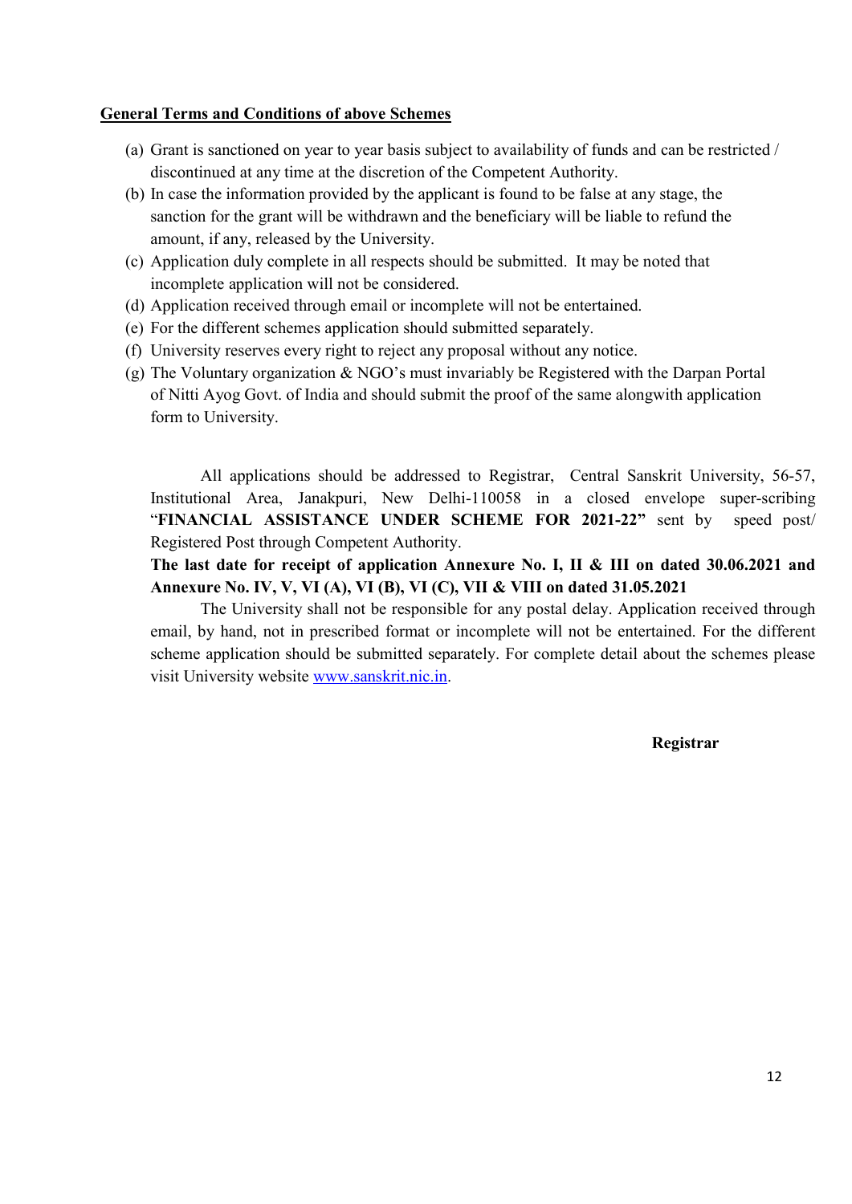**General Terms and Conditions of above Schemes**

(a) Grant is sanctioned on year to year basis subject to availability of funds and can be restricted / discontinued at any time at the discretion of the Competent Authority.

(b) In case the information provided by the applicant is found to be false at any stage, the sanction for the grant will be withdrawn and the beneficiary will be liable to refund the amount, if any, released by the University.

(c) Application duly complete in all respects should be submitted. It may be noted that incomplete application will not be considered.

(d) Application received through email or incomplete will not be entertained.

(e) For the different schemes application should submitted separately.

(f) University reserves every right to reject any proposal without any notice.

(g) The Voluntary organization & NGO's must invariably be Registered with the Darpan Portal of Nitti Ayog Govt. of India and should submit the proof of the same alongwith application form to University.

All applications should be addressed to Registrar, Central Sanskrit University, 56-57, Institutional Area, Janakpuri, New Delhi-110058 in a closed envelope super-scribing "**FINANCIAL ASSISTANCE UNDER SCHEME FOR 2021-22"** sent by speed post/ Registered Post through Competent Authority.

**The last date for receipt of application Annexure No. I, II & III on dated 30.06.2021 and Annexure No. IV, V, VI (A), VI (B), VI (C), VII & VIII on dated 31.05.2021**

The University shall not be responsible for any postal delay. Application received through email, by hand, not in prescribed format or incomplete will not be entertained. For the different scheme application should be submitted separately. For complete detail about the schemes please visit University website www.sanskrit.nic.in.

**Registrar**